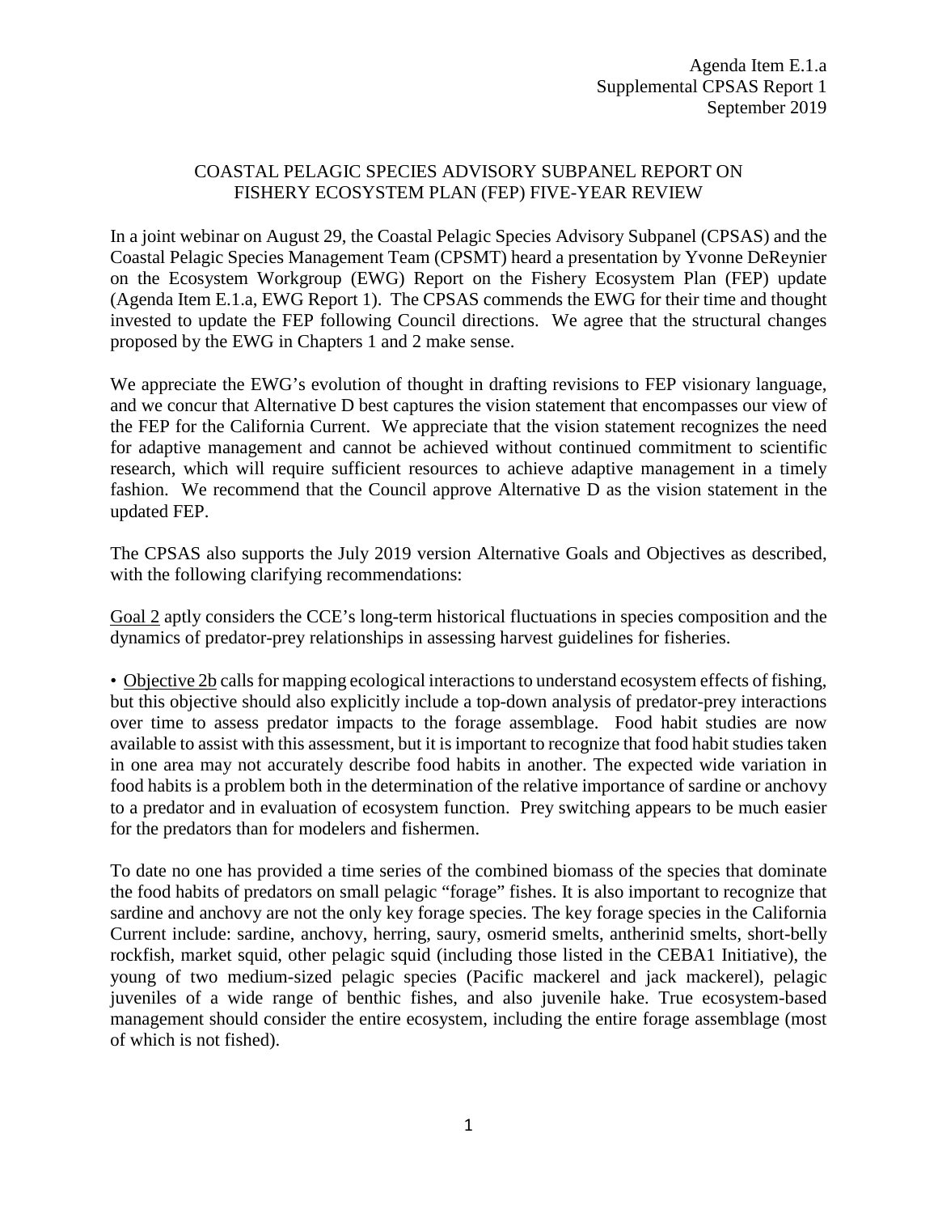Agenda Item E.1.a
Supplemental CPSAS Report 1
September 2019

# COASTAL PELAGIC SPECIES ADVISORY SUBPANEL REPORT ON FISHERY ECOSYSTEM PLAN (FEP) FIVE-YEAR REVIEW

In a joint webinar on August 29, the Coastal Pelagic Species Advisory Subpanel (CPSAS) and the Coastal Pelagic Species Management Team (CPSMT) heard a presentation by Yvonne DeReynier on the Ecosystem Workgroup (EWG) Report on the Fishery Ecosystem Plan (FEP) update (Agenda Item E.1.a, EWG Report 1). The CPSAS commends the EWG for their time and thought invested to update the FEP following Council directions. We agree that the structural changes proposed by the EWG in Chapters 1 and 2 make sense.

We appreciate the EWG's evolution of thought in drafting revisions to FEP visionary language, and we concur that Alternative D best captures the vision statement that encompasses our view of the FEP for the California Current. We appreciate that the vision statement recognizes the need for adaptive management and cannot be achieved without continued commitment to scientific research, which will require sufficient resources to achieve adaptive management in a timely fashion. We recommend that the Council approve Alternative D as the vision statement in the updated FEP.

The CPSAS also supports the July 2019 version Alternative Goals and Objectives as described, with the following clarifying recommendations:

Goal 2 aptly considers the CCE's long-term historical fluctuations in species composition and the dynamics of predator-prey relationships in assessing harvest guidelines for fisheries.

- Objective 2b calls for mapping ecological interactions to understand ecosystem effects of fishing, but this objective should also explicitly include a top-down analysis of predator-prey interactions over time to assess predator impacts to the forage assemblage. Food habit studies are now available to assist with this assessment, but it is important to recognize that food habit studies taken in one area may not accurately describe food habits in another. The expected wide variation in food habits is a problem both in the determination of the relative importance of sardine or anchovy to a predator and in evaluation of ecosystem function. Prey switching appears to be much easier for the predators than for modelers and fishermen.

To date no one has provided a time series of the combined biomass of the species that dominate the food habits of predators on small pelagic "forage" fishes. It is also important to recognize that sardine and anchovy are not the only key forage species. The key forage species in the California Current include: sardine, anchovy, herring, saury, osmerid smelts, antherinid smelts, short-belly rockfish, market squid, other pelagic squid (including those listed in the CEBA1 Initiative), the young of two medium-sized pelagic species (Pacific mackerel and jack mackerel), pelagic juveniles of a wide range of benthic fishes, and also juvenile hake. True ecosystem-based management should consider the entire ecosystem, including the entire forage assemblage (most of which is not fished).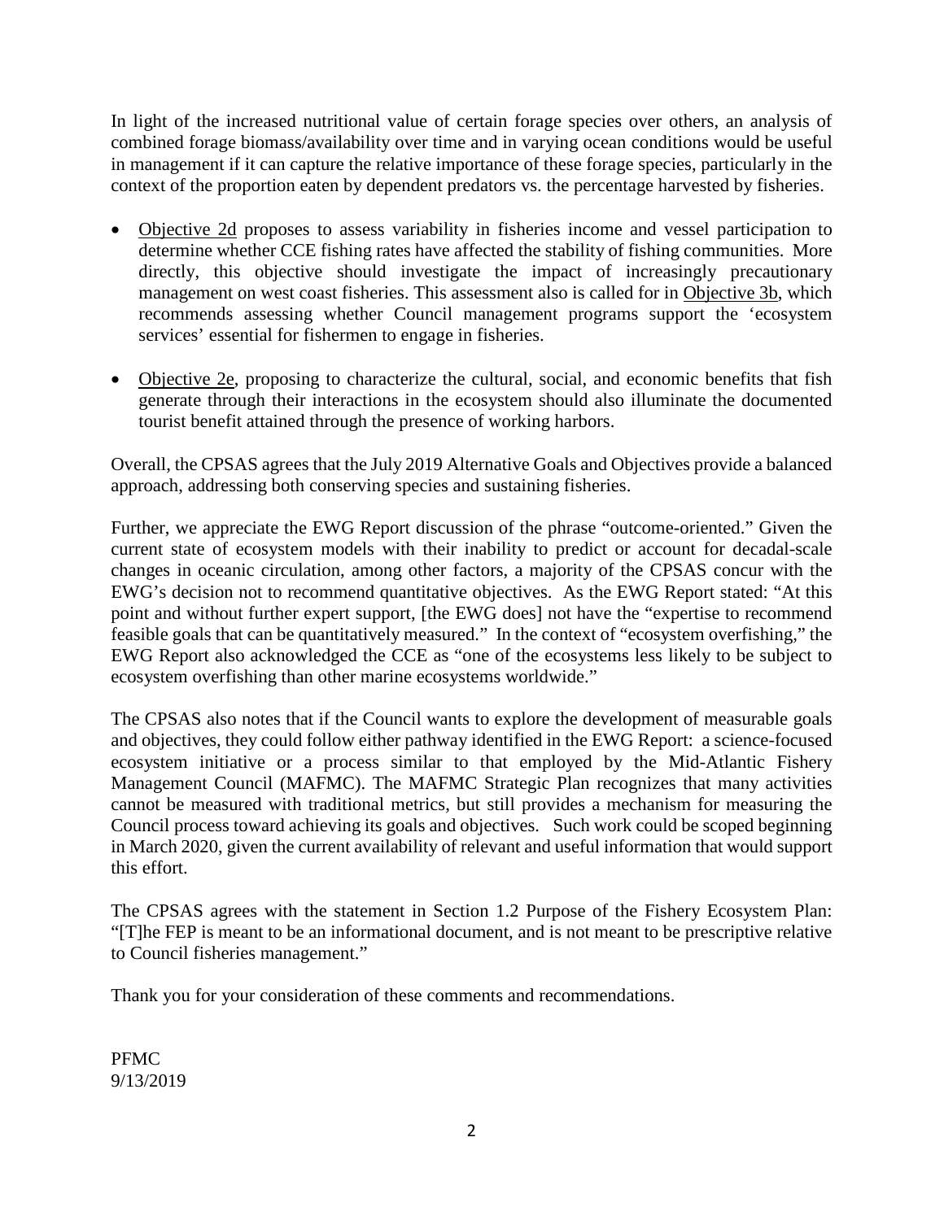In light of the increased nutritional value of certain forage species over others, an analysis of combined forage biomass/availability over time and in varying ocean conditions would be useful in management if it can capture the relative importance of these forage species, particularly in the context of the proportion eaten by dependent predators vs. the percentage harvested by fisheries.

- Objective 2d proposes to assess variability in fisheries income and vessel participation to determine whether CCE fishing rates have affected the stability of fishing communities. More directly, this objective should investigate the impact of increasingly precautionary management on west coast fisheries. This assessment also is called for in Objective 3b, which recommends assessing whether Council management programs support the 'ecosystem services' essential for fishermen to engage in fisheries.

- Objective 2e, proposing to characterize the cultural, social, and economic benefits that fish generate through their interactions in the ecosystem should also illuminate the documented tourist benefit attained through the presence of working harbors.

Overall, the CPSAS agrees that the July 2019 Alternative Goals and Objectives provide a balanced approach, addressing both conserving species and sustaining fisheries.

Further, we appreciate the EWG Report discussion of the phrase "outcome-oriented." Given the current state of ecosystem models with their inability to predict or account for decadal-scale changes in oceanic circulation, among other factors, a majority of the CPSAS concur with the EWG's decision not to recommend quantitative objectives. As the EWG Report stated: "At this point and without further expert support, [the EWG does] not have the "expertise to recommend feasible goals that can be quantitatively measured." In the context of "ecosystem overfishing," the EWG Report also acknowledged the CCE as "one of the ecosystems less likely to be subject to ecosystem overfishing than other marine ecosystems worldwide."

The CPSAS also notes that if the Council wants to explore the development of measurable goals and objectives, they could follow either pathway identified in the EWG Report: a science-focused ecosystem initiative or a process similar to that employed by the Mid-Atlantic Fishery Management Council (MAFMC). The MAFMC Strategic Plan recognizes that many activities cannot be measured with traditional metrics, but still provides a mechanism for measuring the Council process toward achieving its goals and objectives. Such work could be scoped beginning in March 2020, given the current availability of relevant and useful information that would support this effort.

The CPSAS agrees with the statement in Section 1.2 Purpose of the Fishery Ecosystem Plan: "[T]he FEP is meant to be an informational document, and is not meant to be prescriptive relative to Council fisheries management."

Thank you for your consideration of these comments and recommendations.

PFMC
9/13/2019